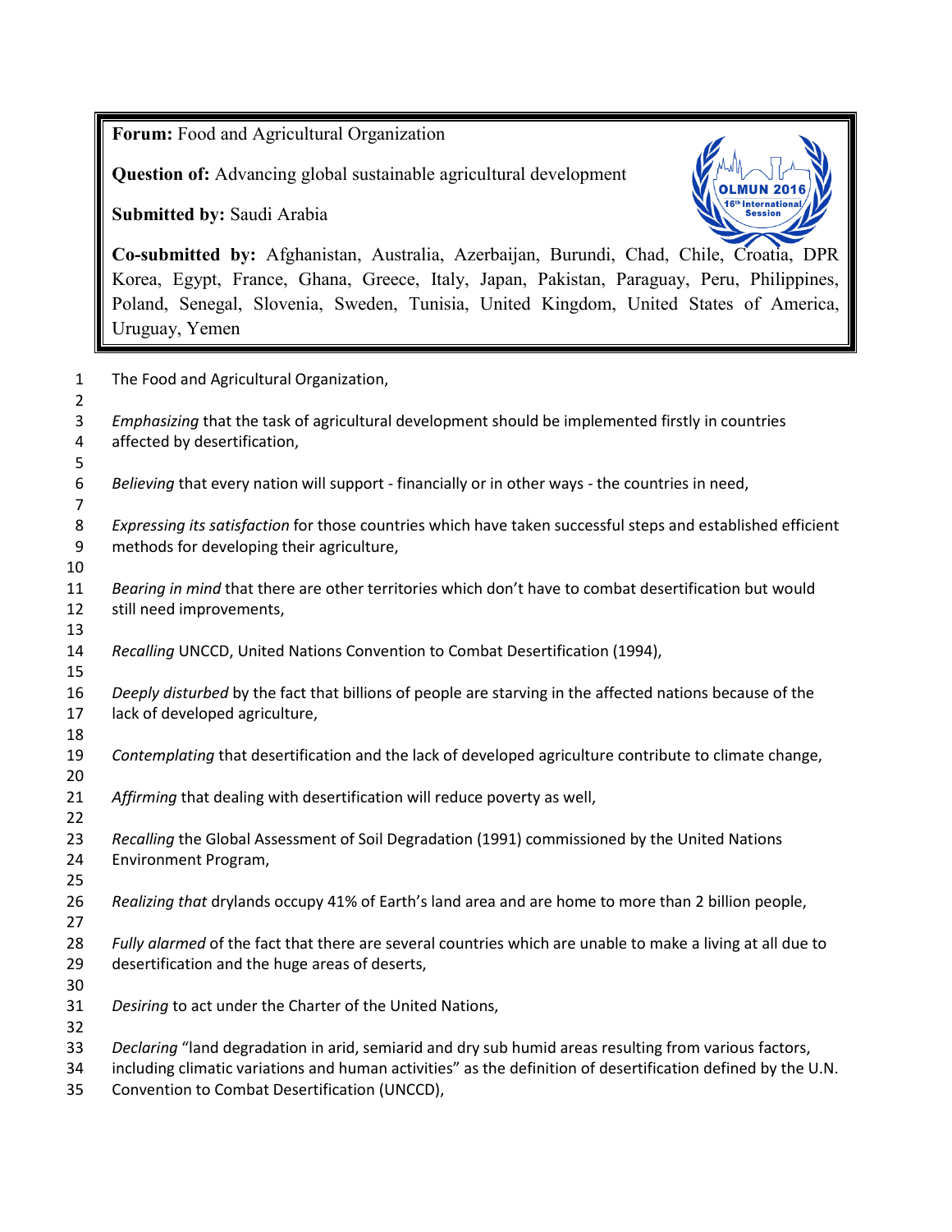**Forum:** Food and Agricultural Organization

**Question of:** Advancing global sustainable agricultural development

**Submitted by:** Saudi Arabia

**Co-submitted by:** Afghanistan, Australia, Azerbaijan, Burundi, Chad, Chile, Croatia, DPR Korea, Egypt, France, Ghana, Greece, Italy, Japan, Pakistan, Paraguay, Peru, Philippines, Poland, Senegal, Slovenia, Sweden, Tunisia, United Kingdom, United States of America, Uruguay, Yemen

The Food and Agricultural Organization,

*Emphasizing* that the task of agricultural development should be implemented firstly in countries affected by desertification,

*Believing* that every nation will support - financially or in other ways - the countries in need,

*Expressing its satisfaction* for those countries which have taken successful steps and established efficient methods for developing their agriculture,

*Bearing in mind* that there are other territories which don't have to combat desertification but would still need improvements,

*Recalling* UNCCD, United Nations Convention to Combat Desertification (1994),

*Deeply disturbed* by the fact that billions of people are starving in the affected nations because of the lack of developed agriculture,

*Contemplating* that desertification and the lack of developed agriculture contribute to climate change,

*Affirming* that dealing with desertification will reduce poverty as well,

*Recalling* the Global Assessment of Soil Degradation (1991) commissioned by the United Nations Environment Program,

*Realizing that* drylands occupy 41% of Earth's land area and are home to more than 2 billion people,

*Fully alarmed* of the fact that there are several countries which are unable to make a living at all due to desertification and the huge areas of deserts,

*Desiring* to act under the Charter of the United Nations,

*Declaring* "land degradation in arid, semiarid and dry sub humid areas resulting from various factors, including climatic variations and human activities" as the definition of desertification defined by the U.N. Convention to Combat Desertification (UNCCD),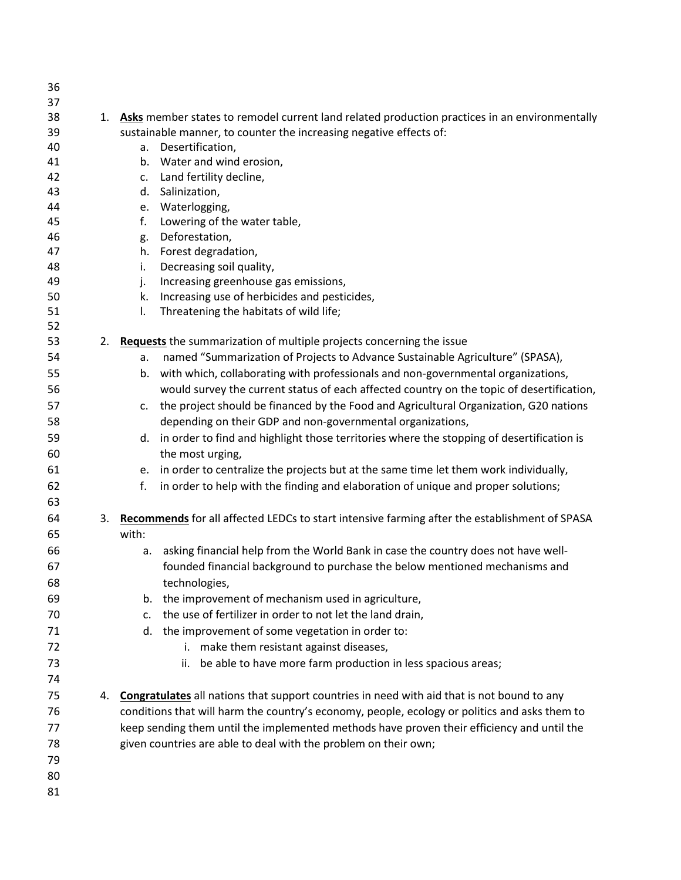1. **Asks** member states to remodel current land related production practices in an environmentally sustainable manner, to counter the increasing negative effects of:
    a. Desertification,
    b. Water and wind erosion,
    c. Land fertility decline,
    d. Salinization,
    e. Waterlogging,
    f. Lowering of the water table,
    g. Deforestation,
    h. Forest degradation,
    i. Decreasing soil quality,
    j. Increasing greenhouse gas emissions,
    k. Increasing use of herbicides and pesticides,
    l. Threatening the habitats of wild life;

2. **Requests** the summarization of multiple projects concerning the issue
    a. named "Summarization of Projects to Advance Sustainable Agriculture" (SPASA),
    b. with which, collaborating with professionals and non-governmental organizations, would survey the current status of each affected country on the topic of desertification,
    c. the project should be financed by the Food and Agricultural Organization, G20 nations depending on their GDP and non-governmental organizations,
    d. in order to find and highlight those territories where the stopping of desertification is the most urging,
    e. in order to centralize the projects but at the same time let them work individually,
    f. in order to help with the finding and elaboration of unique and proper solutions;

3. **Recommends** for all affected LEDCs to start intensive farming after the establishment of SPASA with:
    a. asking financial help from the World Bank in case the country does not have well-founded financial background to purchase the below mentioned mechanisms and technologies,
    b. the improvement of mechanism used in agriculture,
    c. the use of fertilizer in order to not let the land drain,
    d. the improvement of some vegetation in order to:
        i. make them resistant against diseases,
        ii. be able to have more farm production in less spacious areas;

4. **Congratulates** all nations that support countries in need with aid that is not bound to any conditions that will harm the country's economy, people, ecology or politics and asks them to keep sending them until the implemented methods have proven their efficiency and until the given countries are able to deal with the problem on their own;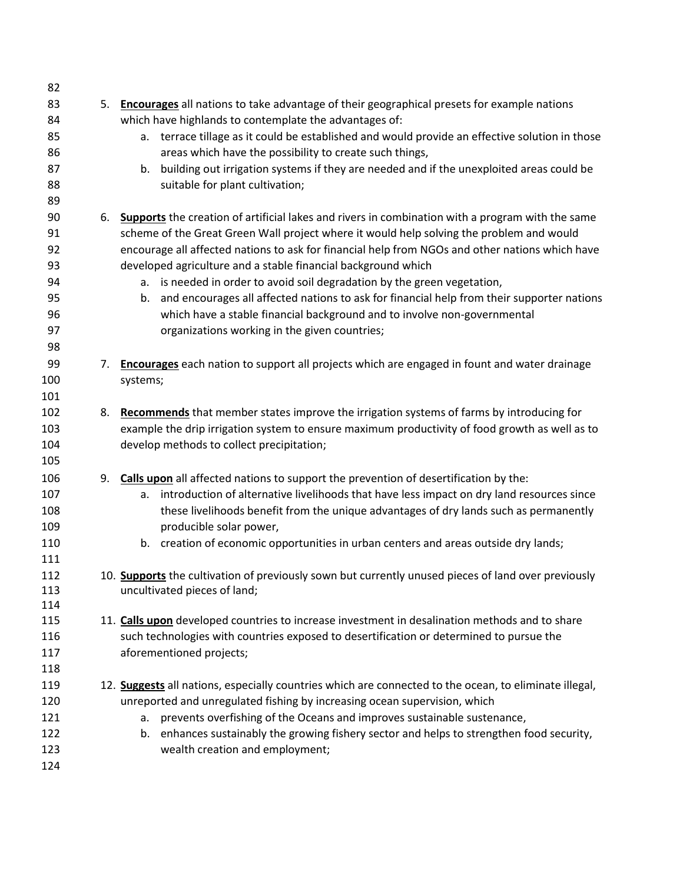5. **Encourages** all nations to take advantage of their geographical presets for example nations which have highlands to contemplate the advantages of:
    a. terrace tillage as it could be established and would provide an effective solution in those areas which have the possibility to create such things,
    b. building out irrigation systems if they are needed and if the unexploited areas could be suitable for plant cultivation;

6. **Supports** the creation of artificial lakes and rivers in combination with a program with the same scheme of the Great Green Wall project where it would help solving the problem and would encourage all affected nations to ask for financial help from NGOs and other nations which have developed agriculture and a stable financial background which
    a. is needed in order to avoid soil degradation by the green vegetation,
    b. and encourages all affected nations to ask for financial help from their supporter nations which have a stable financial background and to involve non-governmental organizations working in the given countries;

7. **Encourages** each nation to support all projects which are engaged in fount and water drainage systems;

8. **Recommends** that member states improve the irrigation systems of farms by introducing for example the drip irrigation system to ensure maximum productivity of food growth as well as to develop methods to collect precipitation;

9. **Calls upon** all affected nations to support the prevention of desertification by the:
    a. introduction of alternative livelihoods that have less impact on dry land resources since these livelihoods benefit from the unique advantages of dry lands such as permanently producible solar power,
    b. creation of economic opportunities in urban centers and areas outside dry lands;

10. **Supports** the cultivation of previously sown but currently unused pieces of land over previously uncultivated pieces of land;

11. **Calls upon** developed countries to increase investment in desalination methods and to share such technologies with countries exposed to desertification or determined to pursue the aforementioned projects;

12. **Suggests** all nations, especially countries which are connected to the ocean, to eliminate illegal, unreported and unregulated fishing by increasing ocean supervision, which
    a. prevents overfishing of the Oceans and improves sustainable sustenance,
    b. enhances sustainably the growing fishery sector and helps to strengthen food security, wealth creation and employment;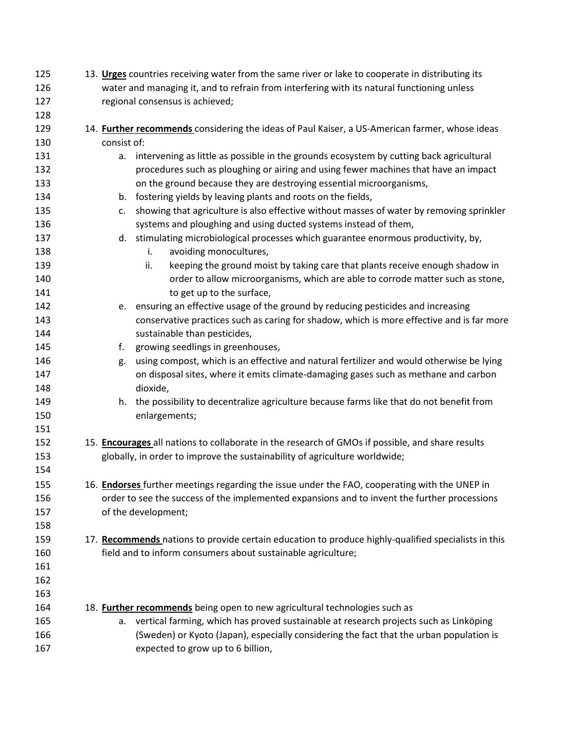13. **<u>Urges</u>** countries receiving water from the same river or lake to cooperate in distributing its water and managing it, and to refrain from interfering with its natural functioning unless regional consensus is achieved;

14. **<u>Further recommends</u>** considering the ideas of Paul Kaiser, a US-American farmer, whose ideas consist of:
    a. intervening as little as possible in the grounds ecosystem by cutting back agricultural procedures such as ploughing or airing and using fewer machines that have an impact on the ground because they are destroying essential microorganisms,
    b. fostering yields by leaving plants and roots on the fields,
    c. showing that agriculture is also effective without masses of water by removing sprinkler systems and ploughing and using ducted systems instead of them,
    d. stimulating microbiological processes which guarantee enormous productivity, by,
        i. avoiding monocultures,
        ii. keeping the ground moist by taking care that plants receive enough shadow in order to allow microorganisms, which are able to corrode matter such as stone, to get up to the surface,
    e. ensuring an effective usage of the ground by reducing pesticides and increasing conservative practices such as caring for shadow, which is more effective and is far more sustainable than pesticides,
    f. growing seedlings in greenhouses,
    g. using compost, which is an effective and natural fertilizer and would otherwise be lying on disposal sites, where it emits climate-damaging gases such as methane and carbon dioxide,
    h. the possibility to decentralize agriculture because farms like that do not benefit from enlargements;

15. **<u>Encourages</u>** all nations to collaborate in the research of GMOs if possible, and share results globally, in order to improve the sustainability of agriculture worldwide;

16. **<u>Endorses</u>** further meetings regarding the issue under the FAO, cooperating with the UNEP in order to see the success of the implemented expansions and to invent the further processions of the development;

17. **<u>Recommends</u>** nations to provide certain education to produce highly-qualified specialists in this field and to inform consumers about sustainable agriculture;

18. **<u>Further recommends</u>** being open to new agricultural technologies such as
    a. vertical farming, which has proved sustainable at research projects such as Linköping (Sweden) or Kyoto (Japan), especially considering the fact that the urban population is expected to grow up to 6 billion,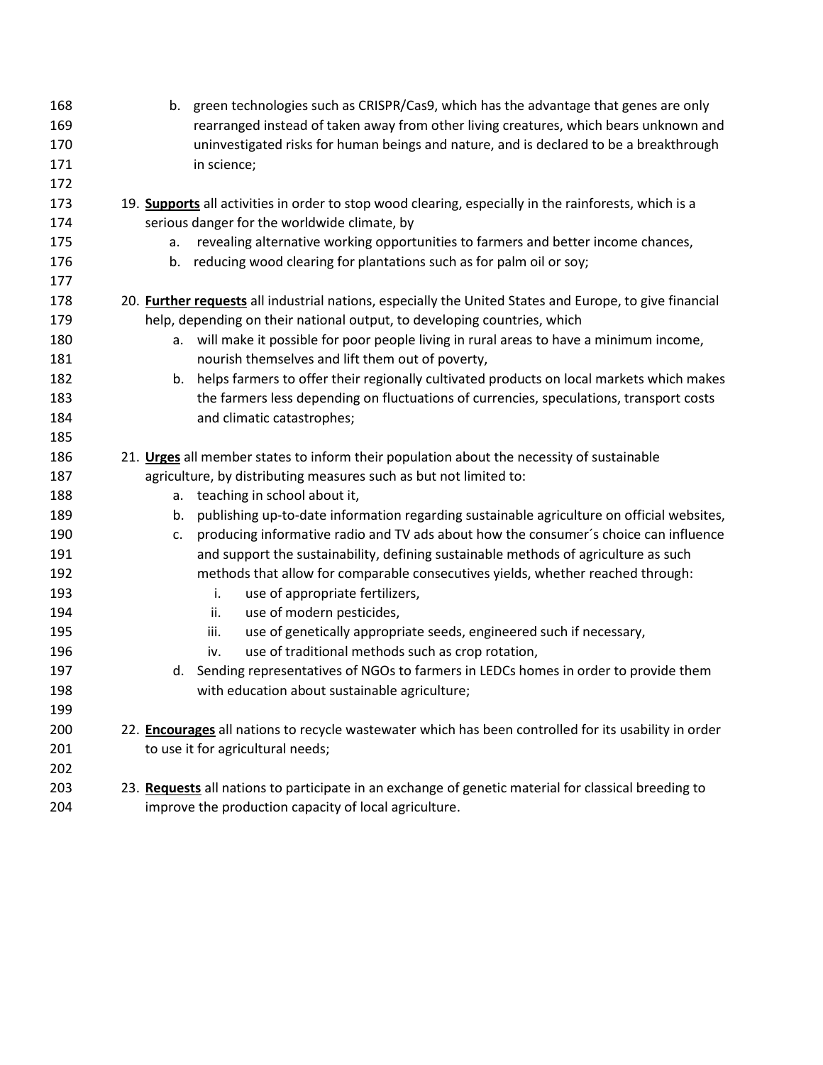b. green technologies such as CRISPR/Cas9, which has the advantage that genes are only rearranged instead of taken away from other living creatures, which bears unknown and uninvestigated risks for human beings and nature, and is declared to be a breakthrough in science;

19. **Supports** all activities in order to stop wood clearing, especially in the rainforests, which is a serious danger for the worldwide climate, by
    a. revealing alternative working opportunities to farmers and better income chances,
    b. reducing wood clearing for plantations such as for palm oil or soy;

20. **Further requests** all industrial nations, especially the United States and Europe, to give financial help, depending on their national output, to developing countries, which
    a. will make it possible for poor people living in rural areas to have a minimum income, nourish themselves and lift them out of poverty,
    b. helps farmers to offer their regionally cultivated products on local markets which makes the farmers less depending on fluctuations of currencies, speculations, transport costs and climatic catastrophes;

21. **Urges** all member states to inform their population about the necessity of sustainable agriculture, by distributing measures such as but not limited to:
    a. teaching in school about it,
    b. publishing up-to-date information regarding sustainable agriculture on official websites,
    c. producing informative radio and TV ads about how the consumer´s choice can influence and support the sustainability, defining sustainable methods of agriculture as such methods that allow for comparable consecutives yields, whether reached through:
        i. use of appropriate fertilizers,
        ii. use of modern pesticides,
        iii. use of genetically appropriate seeds, engineered such if necessary,
        iv. use of traditional methods such as crop rotation,
    d. Sending representatives of NGOs to farmers in LEDCs homes in order to provide them with education about sustainable agriculture;

22. **Encourages** all nations to recycle wastewater which has been controlled for its usability in order to use it for agricultural needs;

23. **Requests** all nations to participate in an exchange of genetic material for classical breeding to improve the production capacity of local agriculture.